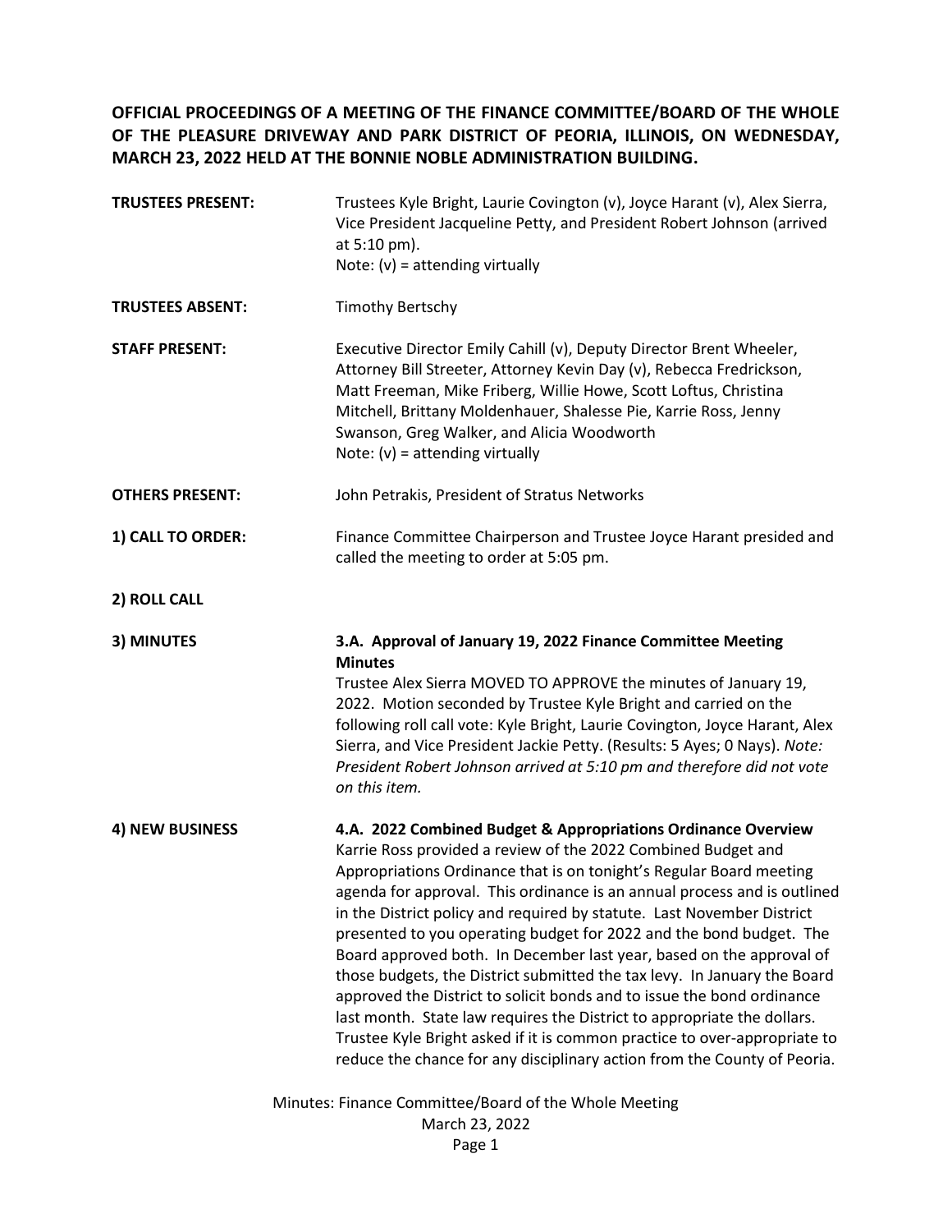**OFFICIAL PROCEEDINGS OF A MEETING OF THE FINANCE COMMITTEE/BOARD OF THE WHOLE OF THE PLEASURE DRIVEWAY AND PARK DISTRICT OF PEORIA, ILLINOIS, ON WEDNESDAY, MARCH 23, 2022 HELD AT THE BONNIE NOBLE ADMINISTRATION BUILDING.**

**TRUSTEES PRESENT:** Trustees Kyle Bright, Laurie Covington (v), Joyce Harant (v), Alex Sierra, Vice President Jacqueline Petty, and President Robert Johnson (arrived at 5:10 pm).
Note: (v) = attending virtually

**TRUSTEES ABSENT:** Timothy Bertschy

**STAFF PRESENT:** Executive Director Emily Cahill (v), Deputy Director Brent Wheeler, Attorney Bill Streeter, Attorney Kevin Day (v), Rebecca Fredrickson, Matt Freeman, Mike Friberg, Willie Howe, Scott Loftus, Christina Mitchell, Brittany Moldenhauer, Shalesse Pie, Karrie Ross, Jenny Swanson, Greg Walker, and Alicia Woodworth
Note: (v) = attending virtually

**OTHERS PRESENT:** John Petrakis, President of Stratus Networks

**1) CALL TO ORDER:** Finance Committee Chairperson and Trustee Joyce Harant presided and called the meeting to order at 5:05 pm.

**2) ROLL CALL**

**3) MINUTES**

**3.A. Approval of January 19, 2022 Finance Committee Meeting Minutes**

Trustee Alex Sierra MOVED TO APPROVE the minutes of January 19, 2022. Motion seconded by Trustee Kyle Bright and carried on the following roll call vote: Kyle Bright, Laurie Covington, Joyce Harant, Alex Sierra, and Vice President Jackie Petty. (Results: 5 Ayes; 0 Nays). *Note: President Robert Johnson arrived at 5:10 pm and therefore did not vote on this item.*

**4) NEW BUSINESS**

**4.A. 2022 Combined Budget & Appropriations Ordinance Overview**

Karrie Ross provided a review of the 2022 Combined Budget and Appropriations Ordinance that is on tonight's Regular Board meeting agenda for approval. This ordinance is an annual process and is outlined in the District policy and required by statute. Last November District presented to you operating budget for 2022 and the bond budget. The Board approved both. In December last year, based on the approval of those budgets, the District submitted the tax levy. In January the Board approved the District to solicit bonds and to issue the bond ordinance last month. State law requires the District to appropriate the dollars. Trustee Kyle Bright asked if it is common practice to over-appropriate to reduce the chance for any disciplinary action from the County of Peoria.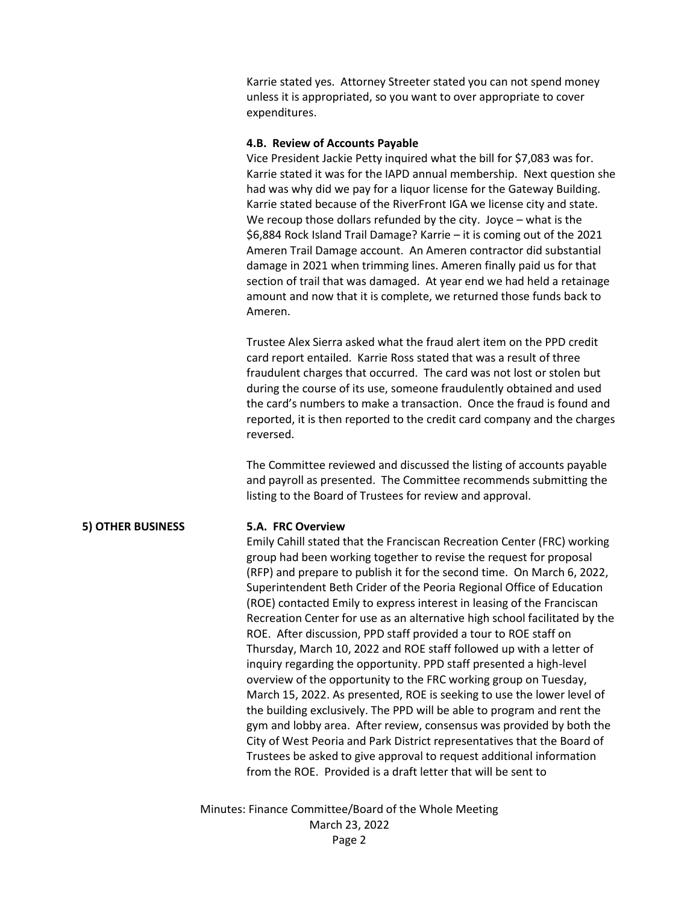Karrie stated yes. Attorney Streeter stated you can not spend money unless it is appropriated, so you want to over appropriate to cover expenditures.

**4.B. Review of Accounts Payable**

Vice President Jackie Petty inquired what the bill for $7,083 was for. Karrie stated it was for the IAPD annual membership. Next question she had was why did we pay for a liquor license for the Gateway Building. Karrie stated because of the RiverFront IGA we license city and state. We recoup those dollars refunded by the city. Joyce – what is the $6,884 Rock Island Trail Damage? Karrie – it is coming out of the 2021 Ameren Trail Damage account. An Ameren contractor did substantial damage in 2021 when trimming lines. Ameren finally paid us for that section of trail that was damaged. At year end we had held a retainage amount and now that it is complete, we returned those funds back to Ameren.

Trustee Alex Sierra asked what the fraud alert item on the PPD credit card report entailed. Karrie Ross stated that was a result of three fraudulent charges that occurred. The card was not lost or stolen but during the course of its use, someone fraudulently obtained and used the card's numbers to make a transaction. Once the fraud is found and reported, it is then reported to the credit card company and the charges reversed.

The Committee reviewed and discussed the listing of accounts payable and payroll as presented. The Committee recommends submitting the listing to the Board of Trustees for review and approval.

**5) OTHER BUSINESS**

**5.A. FRC Overview**

Emily Cahill stated that the Franciscan Recreation Center (FRC) working group had been working together to revise the request for proposal (RFP) and prepare to publish it for the second time. On March 6, 2022, Superintendent Beth Crider of the Peoria Regional Office of Education (ROE) contacted Emily to express interest in leasing of the Franciscan Recreation Center for use as an alternative high school facilitated by the ROE. After discussion, PPD staff provided a tour to ROE staff on Thursday, March 10, 2022 and ROE staff followed up with a letter of inquiry regarding the opportunity. PPD staff presented a high-level overview of the opportunity to the FRC working group on Tuesday, March 15, 2022. As presented, ROE is seeking to use the lower level of the building exclusively. The PPD will be able to program and rent the gym and lobby area. After review, consensus was provided by both the City of West Peoria and Park District representatives that the Board of Trustees be asked to give approval to request additional information from the ROE. Provided is a draft letter that will be sent to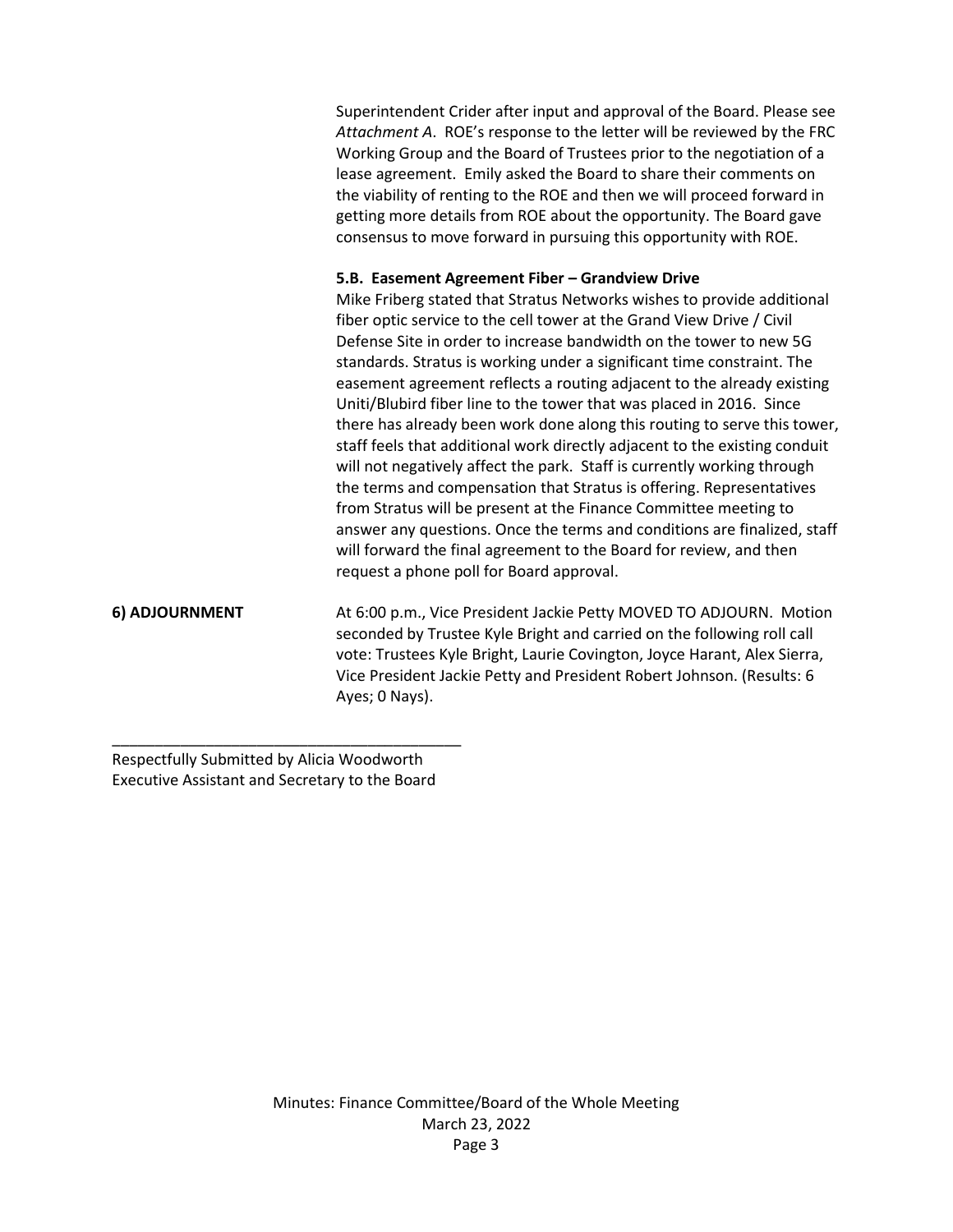Superintendent Crider after input and approval of the Board. Please see *Attachment A*. ROE's response to the letter will be reviewed by the FRC Working Group and the Board of Trustees prior to the negotiation of a lease agreement. Emily asked the Board to share their comments on the viability of renting to the ROE and then we will proceed forward in getting more details from ROE about the opportunity. The Board gave consensus to move forward in pursuing this opportunity with ROE.

**5.B. Easement Agreement Fiber – Grandview Drive**

Mike Friberg stated that Stratus Networks wishes to provide additional fiber optic service to the cell tower at the Grand View Drive / Civil Defense Site in order to increase bandwidth on the tower to new 5G standards. Stratus is working under a significant time constraint. The easement agreement reflects a routing adjacent to the already existing Uniti/Blubird fiber line to the tower that was placed in 2016. Since there has already been work done along this routing to serve this tower, staff feels that additional work directly adjacent to the existing conduit will not negatively affect the park. Staff is currently working through the terms and compensation that Stratus is offering. Representatives from Stratus will be present at the Finance Committee meeting to answer any questions. Once the terms and conditions are finalized, staff will forward the final agreement to the Board for review, and then request a phone poll for Board approval.

**6) ADJOURNMENT**

At 6:00 p.m., Vice President Jackie Petty MOVED TO ADJOURN. Motion seconded by Trustee Kyle Bright and carried on the following roll call vote: Trustees Kyle Bright, Laurie Covington, Joyce Harant, Alex Sierra, Vice President Jackie Petty and President Robert Johnson. (Results: 6 Ayes; 0 Nays).

\_\_\_\_\_\_\_\_\_\_\_\_\_\_\_\_\_\_\_\_\_\_\_\_\_\_\_\_\_\_\_\_\_\_\_\_\_\_\_\_

Respectfully Submitted by Alicia Woodworth
Executive Assistant and Secretary to the Board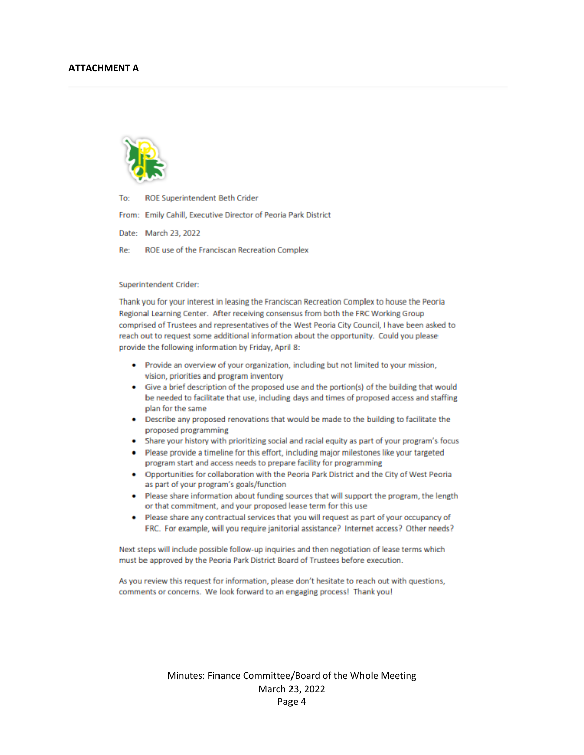**ATTACHMENT A**

To: ROE Superintendent Beth Crider

From: Emily Cahill, Executive Director of Peoria Park District

Date: March 23, 2022

Re: ROE use of the Franciscan Recreation Complex

Superintendent Crider:

Thank you for your interest in leasing the Franciscan Recreation Complex to house the Peoria Regional Learning Center. After receiving consensus from both the FRC Working Group comprised of Trustees and representatives of the West Peoria City Council, I have been asked to reach out to request some additional information about the opportunity. Could you please provide the following information by Friday, April 8:

- Provide an overview of your organization, including but not limited to your mission, vision, priorities and program inventory
- Give a brief description of the proposed use and the portion(s) of the building that would be needed to facilitate that use, including days and times of proposed access and staffing plan for the same
- Describe any proposed renovations that would be made to the building to facilitate the proposed programming
- Share your history with prioritizing social and racial equity as part of your program's focus
- Please provide a timeline for this effort, including major milestones like your targeted program start and access needs to prepare facility for programming
- Opportunities for collaboration with the Peoria Park District and the City of West Peoria as part of your program's goals/function
- Please share information about funding sources that will support the program, the length or that commitment, and your proposed lease term for this use
- Please share any contractual services that you will request as part of your occupancy of FRC. For example, will you require janitorial assistance? Internet access? Other needs?

Next steps will include possible follow-up inquiries and then negotiation of lease terms which must be approved by the Peoria Park District Board of Trustees before execution.

As you review this request for information, please don't hesitate to reach out with questions, comments or concerns. We look forward to an engaging process! Thank you!